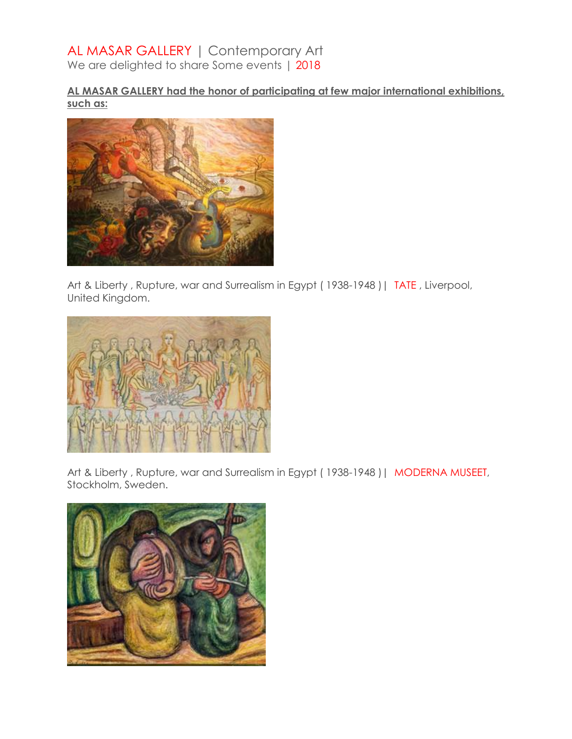# AL MASAR GALLERY | Contemporary Art

We are delighted to share Some events | 2018

**AL MASAR GALLERY had the honor of participating at few major international exhibitions, such as:**

Art & Liberty , Rupture, war and Surrealism in Egypt ( 1938-1948 ) | TATE , Liverpool, United Kingdom.

Art & Liberty , Rupture, war and Surrealism in Egypt ( 1938-1948 ) | MODERNA MUSEET, Stockholm, Sweden.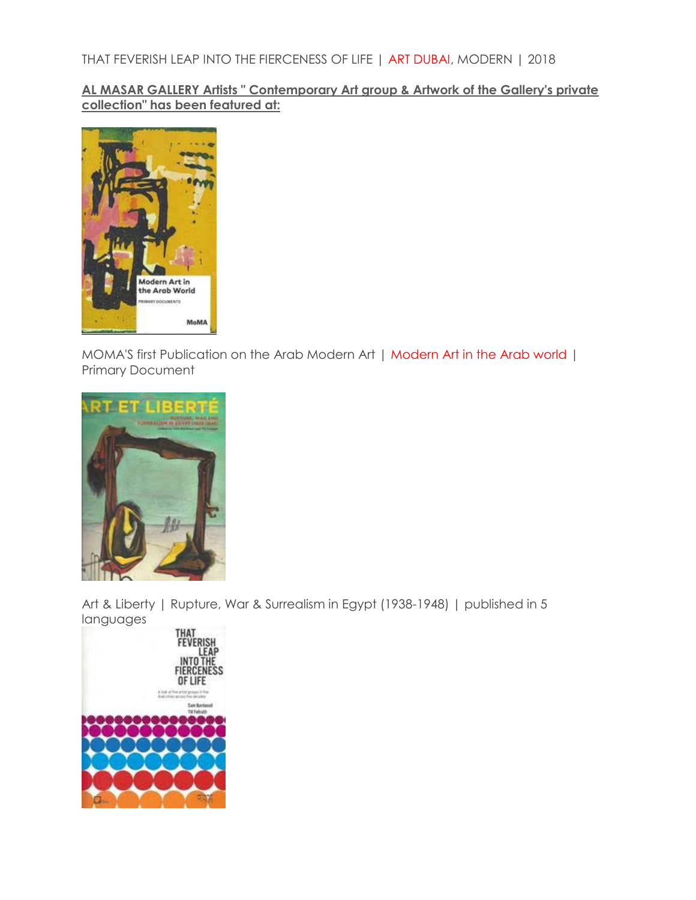THAT FEVERISH LEAP INTO THE FIERCENESS OF LIFE | ART DUBAI, MODERN | 2018

**AL MASAR GALLERY Artists " Contemporary Art group & Artwork of the Gallery's private collection" has been featured at:**

MOMA'S first Publication on the Arab Modern Art | Modern Art in the Arab world | Primary Document

Art & Liberty | Rupture, War & Surrealism in Egypt (1938-1948) | published in 5 languages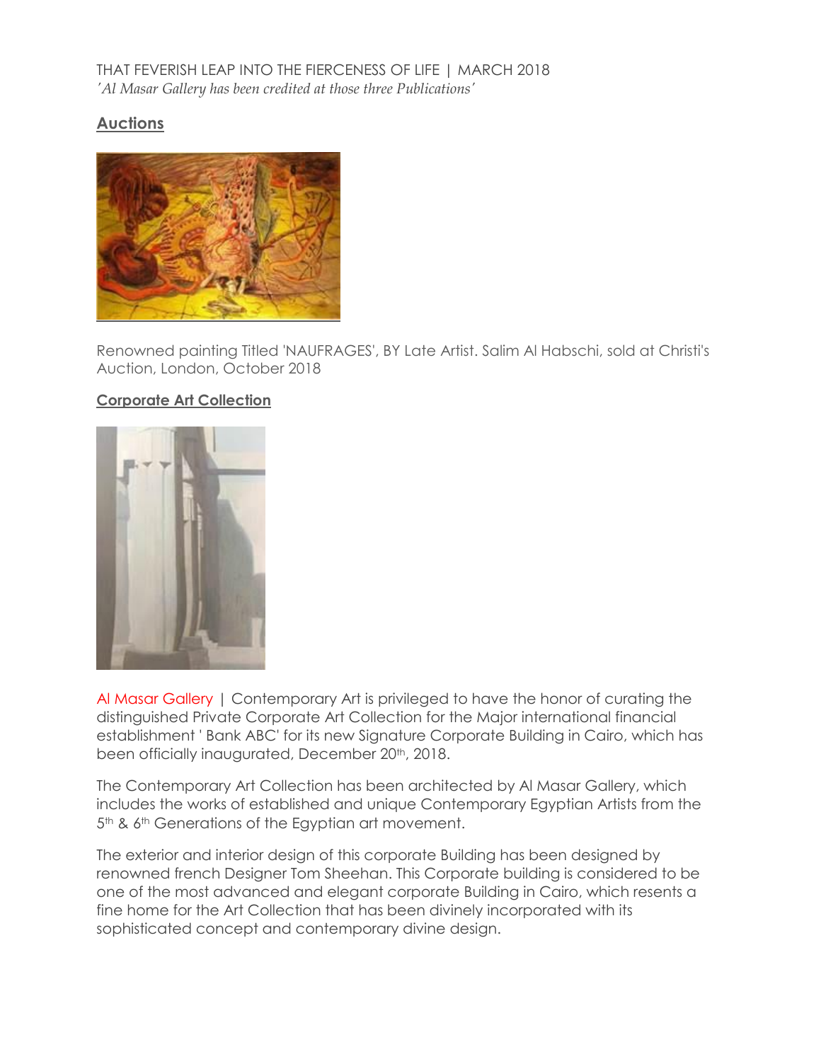THAT FEVERISH LEAP INTO THE FIERCENESS OF LIFE | MARCH 2018
*'Al Masar Gallery has been credited at those three Publications'*

## Auctions

Renowned painting Titled 'NAUFRAGES', BY Late Artist. Salim Al Habschi, sold at Christi's Auction, London, October 2018

## Corporate Art Collection

Al Masar Gallery | Contemporary Art is privileged to have the honor of curating the distinguished Private Corporate Art Collection for the Major international financial establishment ' Bank ABC' for its new Signature Corporate Building in Cairo, which has been officially inaugurated, December 20th, 2018.

The Contemporary Art Collection has been architected by Al Masar Gallery, which includes the works of established and unique Contemporary Egyptian Artists from the 5th & 6th Generations of the Egyptian art movement.

The exterior and interior design of this corporate Building has been designed by renowned french Designer Tom Sheehan. This Corporate building is considered to be one of the most advanced and elegant corporate Building in Cairo, which resents a fine home for the Art Collection that has been divinely incorporated with its sophisticated concept and contemporary divine design.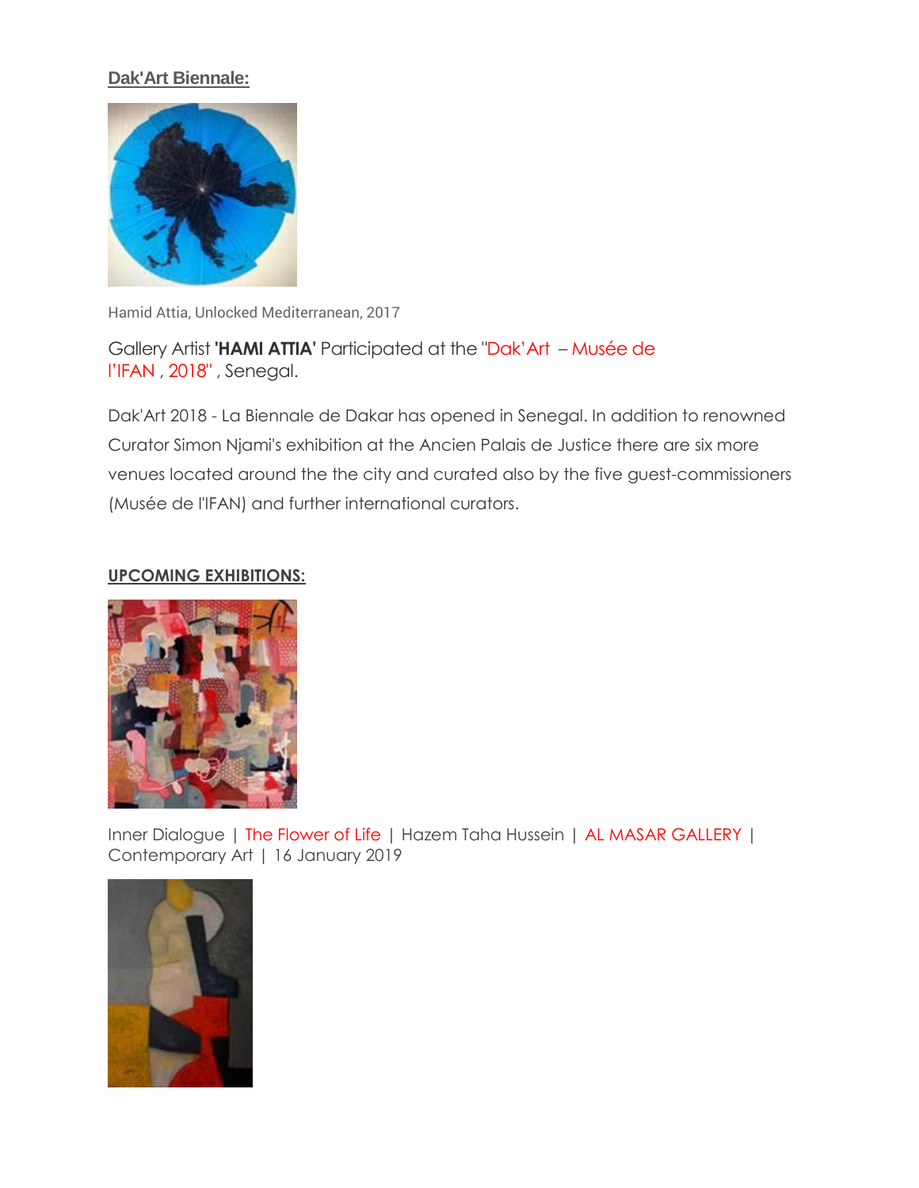**Dak'Art Biennale:**

Hamid Attia, Unlocked Mediterranean, 2017

Gallery Artist **'HAMI ATTIA'** Participated at the "Dak'Art – Musée de l'IFAN , 2018" , Senegal.

Dak'Art 2018 - La Biennale de Dakar has opened in Senegal. In addition to renowned Curator Simon Njami's exhibition at the Ancien Palais de Justice there are six more venues located around the the city and curated also by the five guest-commissioners (Musée de l'IFAN) and further international curators.

**UPCOMING EXHIBITIONS:**

Inner Dialogue | The Flower of Life | Hazem Taha Hussein | AL MASAR GALLERY | Contemporary Art | 16 January 2019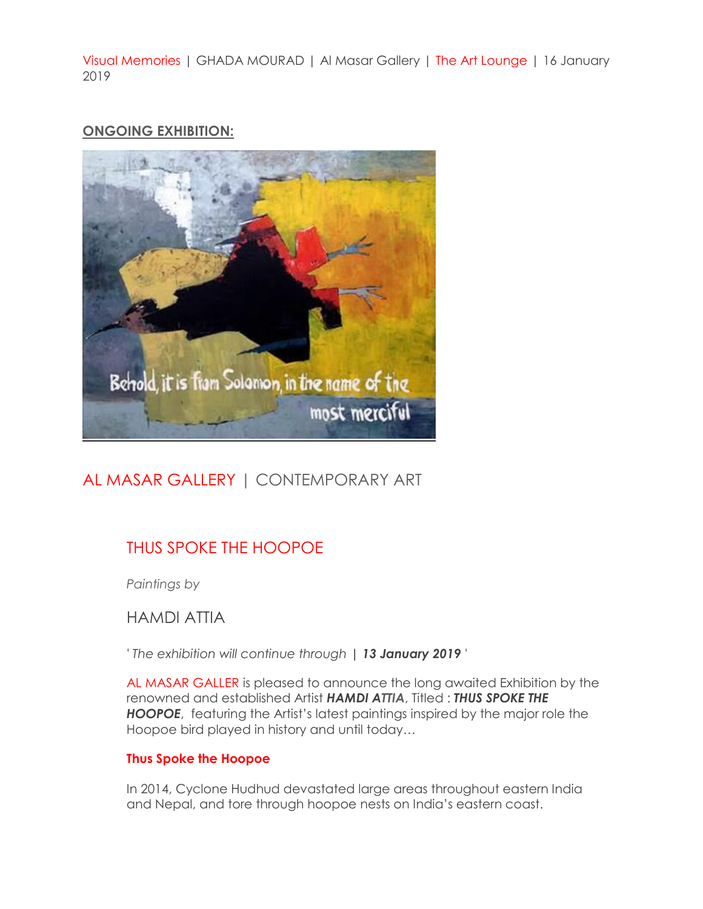Visual Memories | GHADA MOURAD | Al Masar Gallery | The Art Lounge | 16 January 2019

**ONGOING EXHIBITION:**

Behold, it is from Solomon, in the name of the most merciful

## AL MASAR GALLERY | CONTEMPORARY ART

### THUS SPOKE THE HOOPOE

*Paintings by*

HAMDI ATTIA

' *The exhibition will continue through* **| *13 January 2019*** '

AL MASAR GALLER is pleased to announce the long awaited Exhibition by the renowned and established Artist ***HAMDI ATTIA***, Titled : ***THUS SPOKE THE HOOPOE***, featuring the Artist's latest paintings inspired by the major role the Hoopoe bird played in history and until today…

**Thus Spoke the Hoopoe**

In 2014, Cyclone Hudhud devastated large areas throughout eastern India and Nepal, and tore through hoopoe nests on India's eastern coast.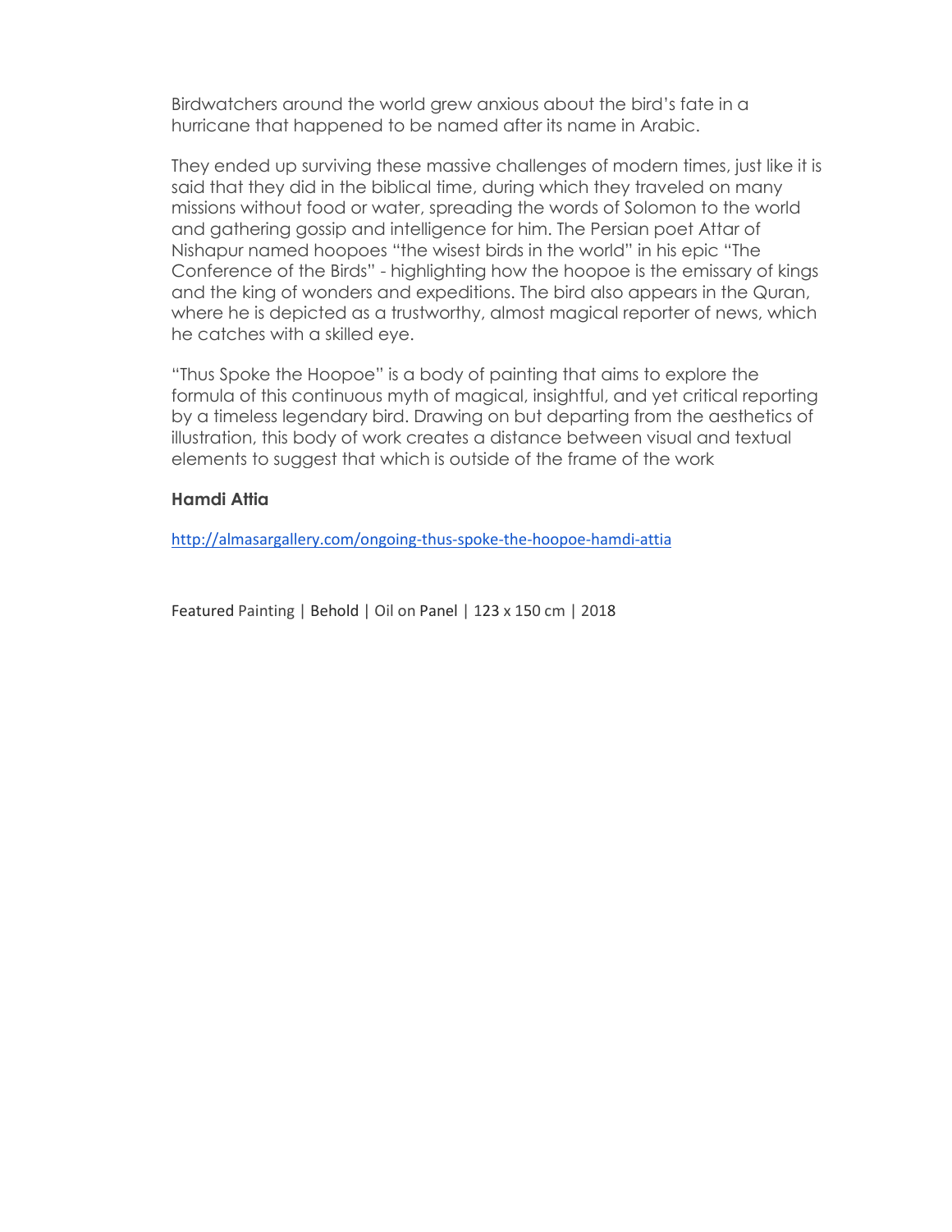Birdwatchers around the world grew anxious about the bird's fate in a hurricane that happened to be named after its name in Arabic.

They ended up surviving these massive challenges of modern times, just like it is said that they did in the biblical time, during which they traveled on many missions without food or water, spreading the words of Solomon to the world and gathering gossip and intelligence for him. The Persian poet Attar of Nishapur named hoopoes "the wisest birds in the world" in his epic "The Conference of the Birds" - highlighting how the hoopoe is the emissary of kings and the king of wonders and expeditions. The bird also appears in the Quran, where he is depicted as a trustworthy, almost magical reporter of news, which he catches with a skilled eye.

"Thus Spoke the Hoopoe" is a body of painting that aims to explore the formula of this continuous myth of magical, insightful, and yet critical reporting by a timeless legendary bird. Drawing on but departing from the aesthetics of illustration, this body of work creates a distance between visual and textual elements to suggest that which is outside of the frame of the work

**Hamdi Attia**

http://almasargallery.com/ongoing-thus-spoke-the-hoopoe-hamdi-attia

Featured Painting | Behold | Oil on Panel | 123 x 150 cm | 2018